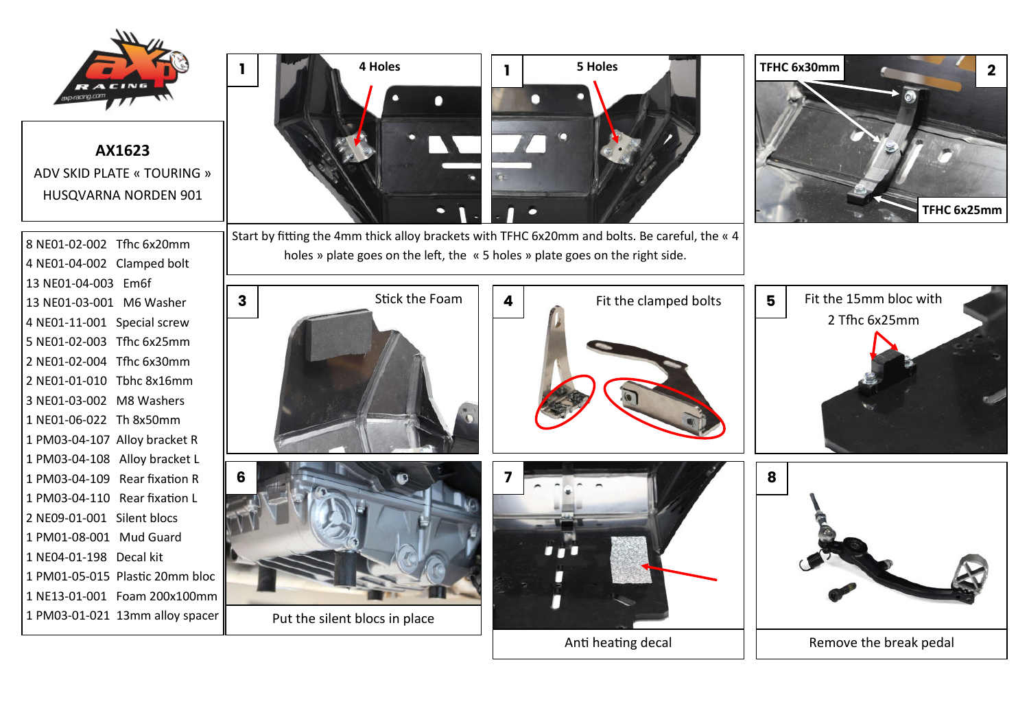**AX1623**

ADV SKID PLATE « TOURING »

HUSQVARNA NORDEN 901

| | |
|---|---|
| 8 NE01-02-002 | Tfhc 6x20mm |
| 4 NE01-04-002 | Clamped bolt |
| 13 NE01-04-003 | Em6f |
| 13 NE01-03-001 | M6 Washer |
| 4 NE01-11-001 | Special screw |
| 5 NE01-02-003 | Tfhc 6x25mm |
| 2 NE01-02-004 | Tfhc 6x30mm |
| 2 NE01-01-010 | Tbhc 8x16mm |
| 3 NE01-03-002 | M8 Washers |
| 1 NE01-06-022 | Th 8x50mm |
| 1 PM03-04-107 | Alloy bracket R |
| 1 PM03-04-108 | Alloy bracket L |
| 1 PM03-04-109 | Rear fixation R |
| 1 PM03-04-110 | Rear fixation L |
| 2 NE09-01-001 | Silent blocs |
| 1 PM01-08-001 | Mud Guard |
| 1 NE04-01-198 | Decal kit |
| 1 PM01-05-015 | Plastic 20mm bloc |
| 1 NE13-01-001 | Foam 200x100mm |
| 1 PM03-01-021 | 13mm alloy spacer |

**1** 4 Holes

**1** 5 Holes

Start by fitting the 4mm thick alloy brackets with TFHC 6x20mm and bolts. Be careful, the « 4 holes » plate goes on the left, the « 5 holes » plate goes on the right side.

**2** TFHC 6x30mm — TFHC 6x25mm

**3** Stick the Foam

**4** Fit the clamped bolts

**5** Fit the 15mm bloc with 2 Tfhc 6x25mm

**6** Put the silent blocs in place

**7** Anti heating decal

**8** Remove the break pedal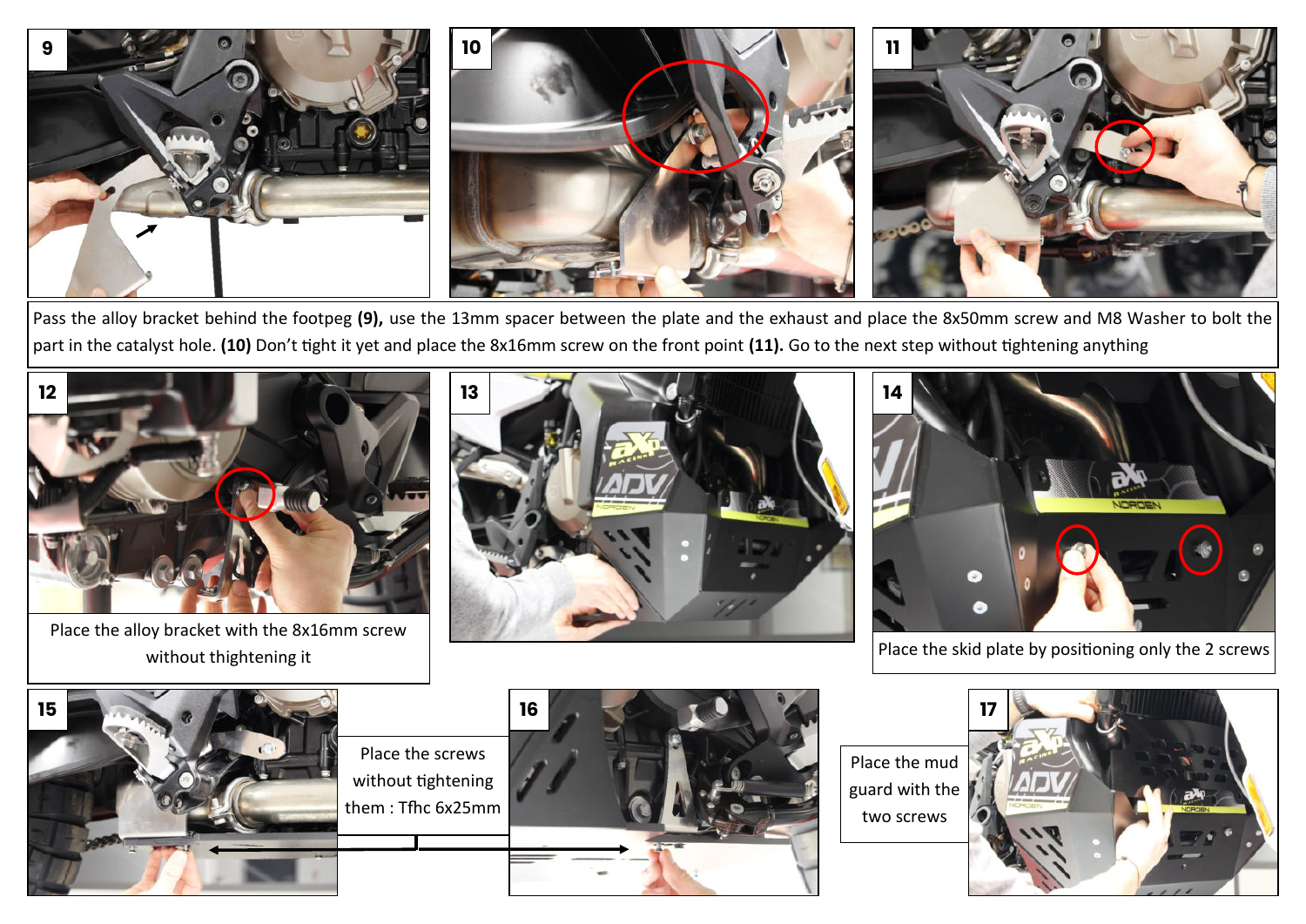9

10

11

Pass the alloy bracket behind the footpeg **(9),** use the 13mm spacer between the plate and the exhaust and place the 8x50mm screw and M8 Washer to bolt the part in the catalyst hole. **(10)** Don't tight it yet and place the 8x16mm screw on the front point **(11).** Go to the next step without tightening anything

12

Place the alloy bracket with the 8x16mm screw without thightening it

13

14

Place the skid plate by positioning only the 2 screws

15

Place the screws without tightening them : Tfhc 6x25mm

16

17

Place the mud guard with the two screws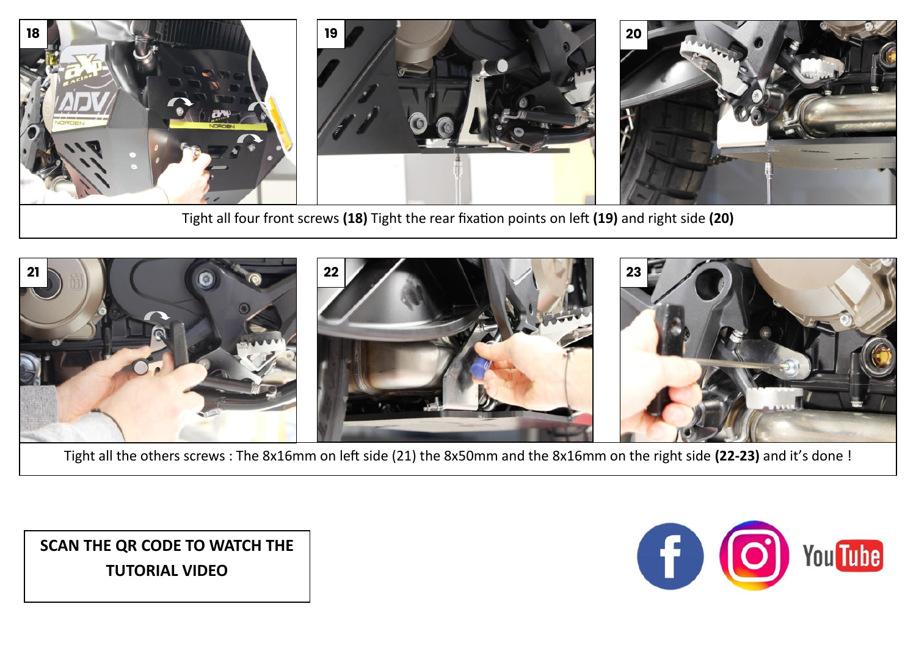18

19

20

Tight all four front screws **(18)** Tight the rear fixation points on left **(19)** and right side **(20)**

21

22

23

Tight all the others screws : The 8x16mm on left side (21) the 8x50mm and the 8x16mm on the right side **(22-23)** and it's done !

**SCAN THE QR CODE TO WATCH THE TUTORIAL VIDEO**